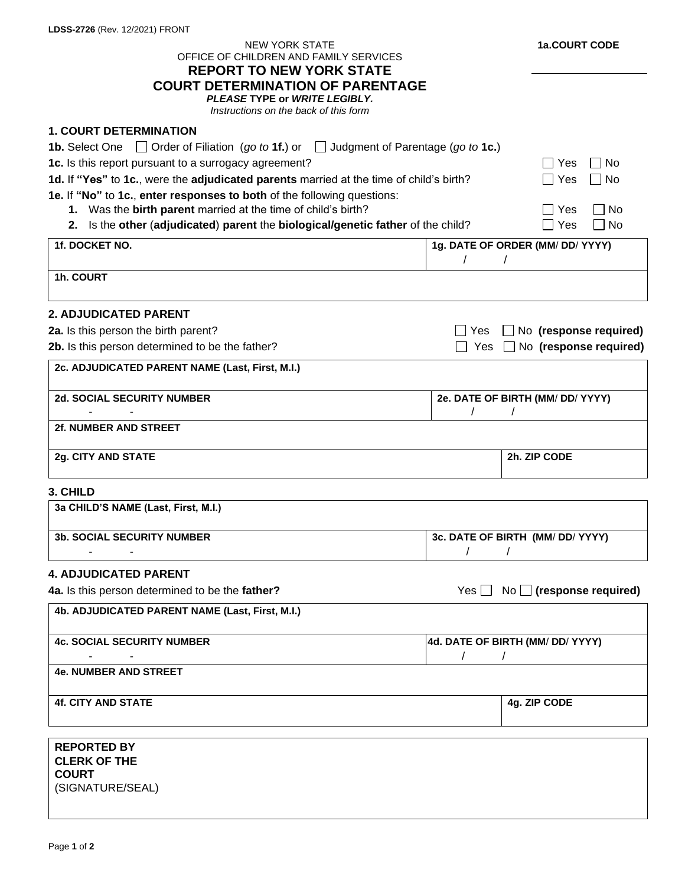LDSS-2726 (Rev. 12/2021) FRONT

NEW YORK STATE
OFFICE OF CHILDREN AND FAMILY SERVICES

# REPORT TO NEW YORK STATE COURT DETERMINATION OF PARENTAGE

***PLEASE* TYPE or *WRITE LEGIBLY.***
*Instructions on the back of this form*

**1a.COURT CODE** \_\_\_\_\_\_\_\_\_\_\_\_\_\_\_\_

## 1. COURT DETERMINATION

**1b.** Select One ☐ Order of Filiation (*go to* **1f.**) or ☐ Judgment of Parentage (*go to* **1c.**)

**1c.** Is this report pursuant to a surrogacy agreement? ☐ Yes ☐ No

**1d.** If **"Yes"** to **1c.**, were the **adjudicated parents** married at the time of child's birth? ☐ Yes ☐ No

**1e.** If **"No"** to **1c.**, **enter responses to both** of the following questions:

1. Was the **birth parent** married at the time of child's birth? ☐ Yes ☐ No
2. Is the **other** (**adjudicated**) **parent** the **biological/genetic father** of the child? ☐ Yes ☐ No

| **1f. DOCKET NO.** | **1g. DATE OF ORDER (MM/ DD/ YYYY)** / / |
|---|---|
| **1h. COURT** | |

## 2. ADJUDICATED PARENT

**2a.** Is this person the birth parent? ☐ Yes ☐ No **(response required)**

**2b.** Is this person determined to be the father? ☐ Yes ☐ No **(response required)**

| **2c. ADJUDICATED PARENT NAME (Last, First, M.I.)** | |
|---|---|
| **2d. SOCIAL SECURITY NUMBER** - - | **2e. DATE OF BIRTH (MM/ DD/ YYYY)** / / |
| **2f. NUMBER AND STREET** | |
| **2g. CITY AND STATE** | **2h. ZIP CODE** |

## 3. CHILD

| **3a CHILD'S NAME (Last, First, M.I.)** | |
|---|---|
| **3b. SOCIAL SECURITY NUMBER** - - | **3c. DATE OF BIRTH (MM/ DD/ YYYY)** / / |

## 4. ADJUDICATED PARENT

**4a.** Is this person determined to be the **father?** Yes ☐ No ☐ **(response required)**

| **4b. ADJUDICATED PARENT NAME (Last, First, M.I.)** | |
|---|---|
| **4c. SOCIAL SECURITY NUMBER** - - | **4d. DATE OF BIRTH (MM/ DD/ YYYY)** / / |
| **4e. NUMBER AND STREET** | |
| **4f. CITY AND STATE** | **4g. ZIP CODE** |

| **REPORTED BY CLERK OF THE COURT** (SIGNATURE/SEAL) | |
|---|---|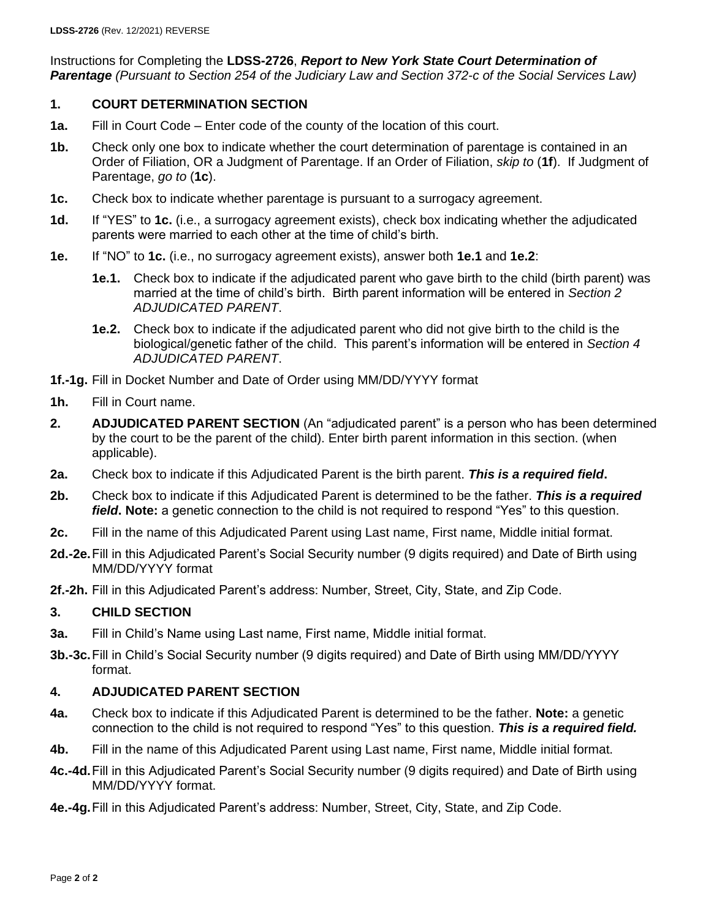**LDSS-2726** (Rev. 12/2021) REVERSE

Instructions for Completing the **LDSS-2726**, ***Report to New York State Court Determination of Parentage*** *(Pursuant to Section 254 of the Judiciary Law and Section 372-c of the Social Services Law)*

## 1. COURT DETERMINATION SECTION

**1a.** Fill in Court Code – Enter code of the county of the location of this court.

**1b.** Check only one box to indicate whether the court determination of parentage is contained in an Order of Filiation, OR a Judgment of Parentage. If an Order of Filiation, *skip to* (**1f**). If Judgment of Parentage, *go to* (**1c**).

**1c.** Check box to indicate whether parentage is pursuant to a surrogacy agreement.

**1d.** If "YES" to **1c.** (i.e., a surrogacy agreement exists), check box indicating whether the adjudicated parents were married to each other at the time of child's birth.

**1e.** If "NO" to **1c.** (i.e., no surrogacy agreement exists), answer both **1e.1** and **1e.2**:

- **1e.1.** Check box to indicate if the adjudicated parent who gave birth to the child (birth parent) was married at the time of child's birth. Birth parent information will be entered in *Section 2 ADJUDICATED PARENT*.
- **1e.2.** Check box to indicate if the adjudicated parent who did not give birth to the child is the biological/genetic father of the child. This parent's information will be entered in *Section 4 ADJUDICATED PARENT*.

**1f.-1g.** Fill in Docket Number and Date of Order using MM/DD/YYYY format

**1h.** Fill in Court name.

## 2. ADJUDICATED PARENT SECTION

(An "adjudicated parent" is a person who has been determined by the court to be the parent of the child). Enter birth parent information in this section. (when applicable).

**2a.** Check box to indicate if this Adjudicated Parent is the birth parent. ***This is a required field*.**

**2b.** Check box to indicate if this Adjudicated Parent is determined to be the father. ***This is a required field*. Note:** a genetic connection to the child is not required to respond "Yes" to this question.

**2c.** Fill in the name of this Adjudicated Parent using Last name, First name, Middle initial format.

**2d.-2e.** Fill in this Adjudicated Parent's Social Security number (9 digits required) and Date of Birth using MM/DD/YYYY format

**2f.-2h.** Fill in this Adjudicated Parent's address: Number, Street, City, State, and Zip Code.

## 3. CHILD SECTION

**3a.** Fill in Child's Name using Last name, First name, Middle initial format.

**3b.-3c.** Fill in Child's Social Security number (9 digits required) and Date of Birth using MM/DD/YYYY format.

## 4. ADJUDICATED PARENT SECTION

**4a.** Check box to indicate if this Adjudicated Parent is determined to be the father. **Note:** a genetic connection to the child is not required to respond "Yes" to this question. ***This is a required field.***

**4b.** Fill in the name of this Adjudicated Parent using Last name, First name, Middle initial format.

**4c.-4d.** Fill in this Adjudicated Parent's Social Security number (9 digits required) and Date of Birth using MM/DD/YYYY format.

**4e.-4g.** Fill in this Adjudicated Parent's address: Number, Street, City, State, and Zip Code.